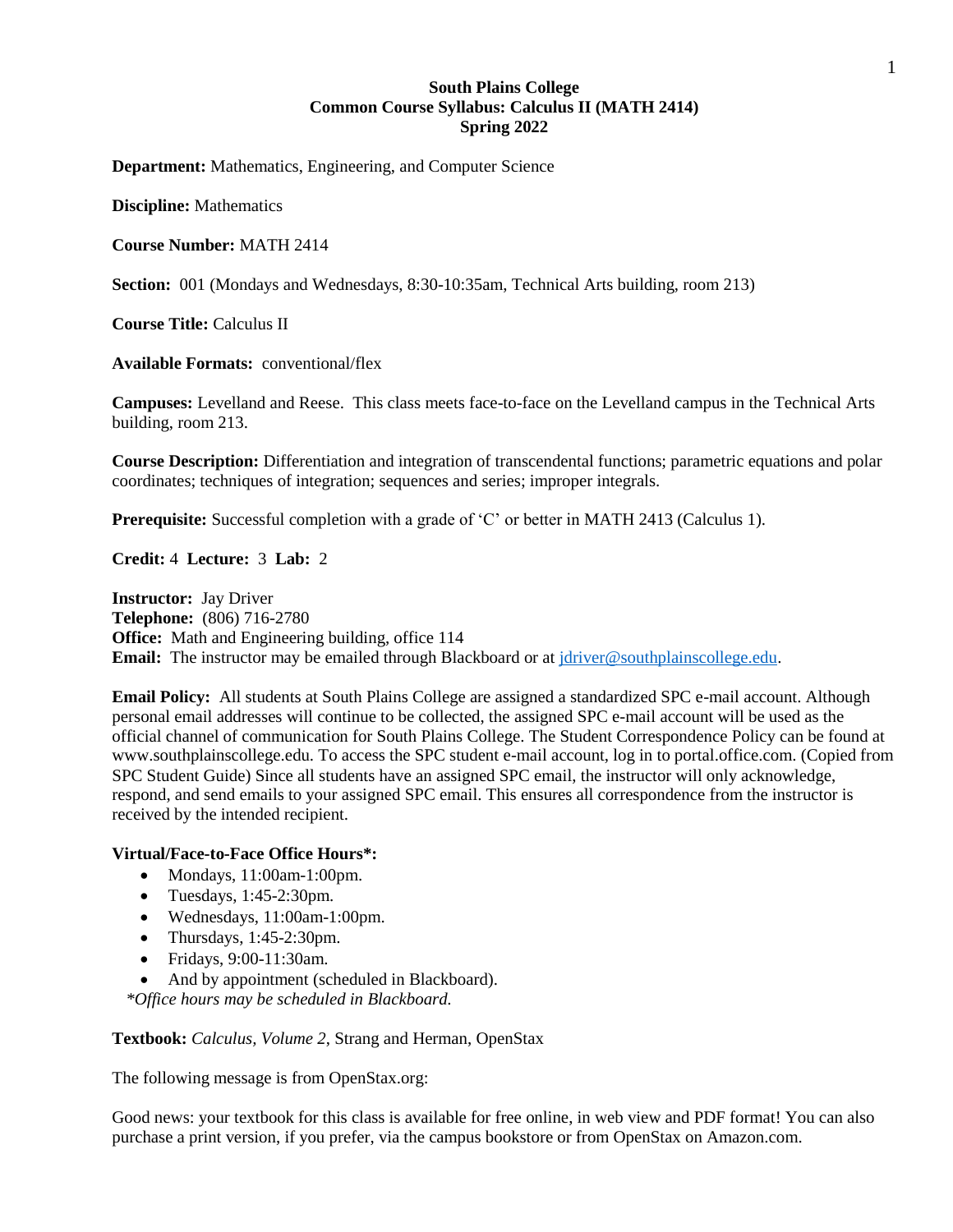**South Plains College**
**Common Course Syllabus: Calculus II (MATH 2414)**
**Spring 2022**

**Department:** Mathematics, Engineering, and Computer Science

**Discipline:** Mathematics

**Course Number:** MATH 2414

**Section:** 001 (Mondays and Wednesdays, 8:30-10:35am, Technical Arts building, room 213)

**Course Title:** Calculus II

**Available Formats:** conventional/flex

**Campuses:** Levelland and Reese. This class meets face-to-face on the Levelland campus in the Technical Arts building, room 213.

**Course Description:** Differentiation and integration of transcendental functions; parametric equations and polar coordinates; techniques of integration; sequences and series; improper integrals.

**Prerequisite:** Successful completion with a grade of 'C' or better in MATH 2413 (Calculus 1).

**Credit:** 4 **Lecture:** 3 **Lab:** 2

**Instructor:** Jay Driver
**Telephone:** (806) 716-2780
**Office:** Math and Engineering building, office 114
**Email:** The instructor may be emailed through Blackboard or at jdriver@southplainscollege.edu.

**Email Policy:** All students at South Plains College are assigned a standardized SPC e-mail account. Although personal email addresses will continue to be collected, the assigned SPC e-mail account will be used as the official channel of communication for South Plains College. The Student Correspondence Policy can be found at www.southplainscollege.edu. To access the SPC student e-mail account, log in to portal.office.com. (Copied from SPC Student Guide) Since all students have an assigned SPC email, the instructor will only acknowledge, respond, and send emails to your assigned SPC email. This ensures all correspondence from the instructor is received by the intended recipient.

**Virtual/Face-to-Face Office Hours*:**

- Mondays, 11:00am-1:00pm.
- Tuesdays, 1:45-2:30pm.
- Wednesdays, 11:00am-1:00pm.
- Thursdays, 1:45-2:30pm.
- Fridays, 9:00-11:30am.
- And by appointment (scheduled in Blackboard).

*\*Office hours may be scheduled in Blackboard.*

**Textbook:** *Calculus, Volume 2*, Strang and Herman, OpenStax

The following message is from OpenStax.org:

Good news: your textbook for this class is available for free online, in web view and PDF format! You can also purchase a print version, if you prefer, via the campus bookstore or from OpenStax on Amazon.com.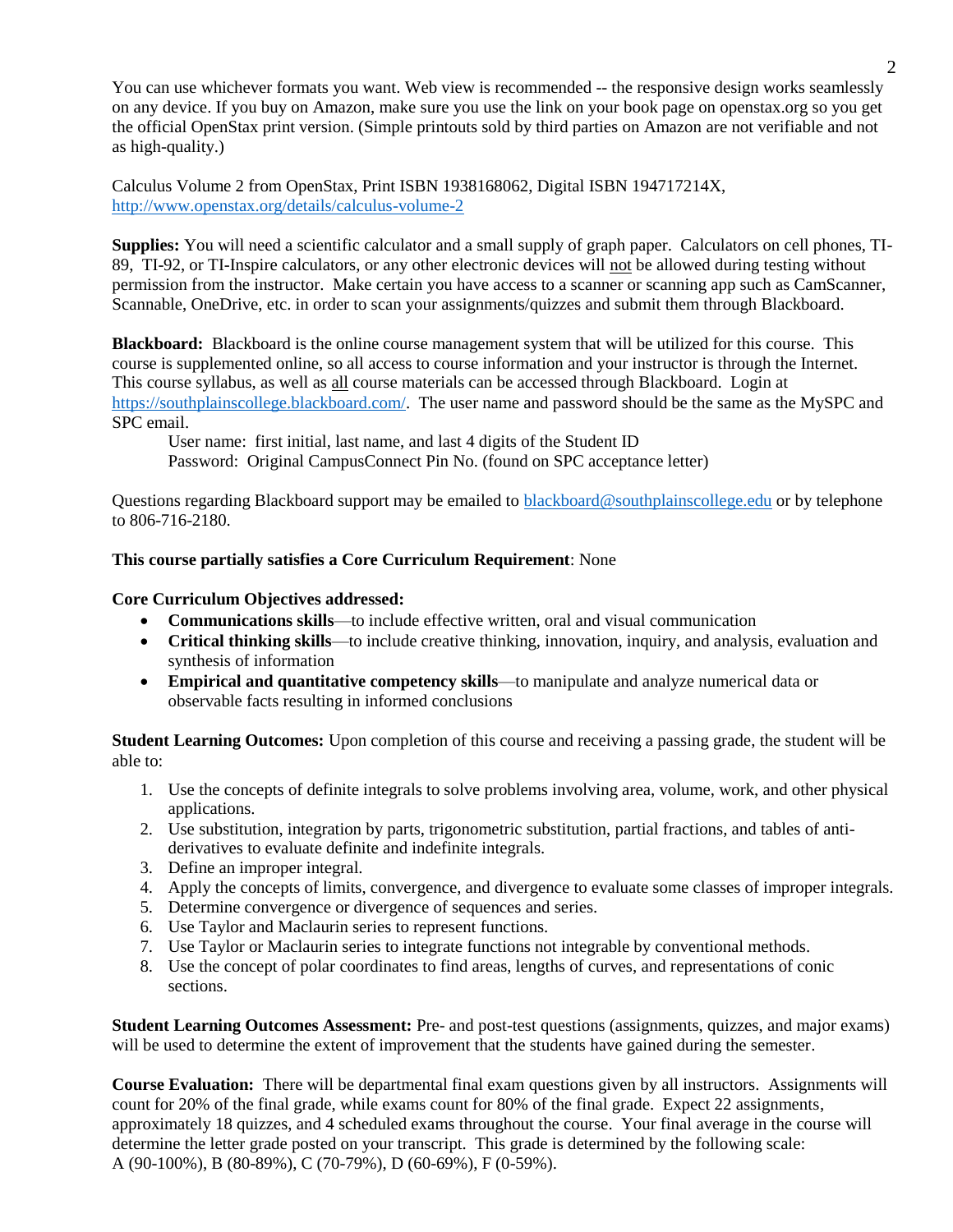You can use whichever formats you want. Web view is recommended -- the responsive design works seamlessly on any device. If you buy on Amazon, make sure you use the link on your book page on openstax.org so you get the official OpenStax print version. (Simple printouts sold by third parties on Amazon are not verifiable and not as high-quality.)

Calculus Volume 2 from OpenStax, Print ISBN 1938168062, Digital ISBN 194717214X, http://www.openstax.org/details/calculus-volume-2

**Supplies:** You will need a scientific calculator and a small supply of graph paper. Calculators on cell phones, TI-89, TI-92, or TI-Inspire calculators, or any other electronic devices will not be allowed during testing without permission from the instructor. Make certain you have access to a scanner or scanning app such as CamScanner, Scannable, OneDrive, etc. in order to scan your assignments/quizzes and submit them through Blackboard.

**Blackboard:** Blackboard is the online course management system that will be utilized for this course. This course is supplemented online, so all access to course information and your instructor is through the Internet. This course syllabus, as well as all course materials can be accessed through Blackboard. Login at https://southplainscollege.blackboard.com/. The user name and password should be the same as the MySPC and SPC email.

User name: first initial, last name, and last 4 digits of the Student ID
Password: Original CampusConnect Pin No. (found on SPC acceptance letter)

Questions regarding Blackboard support may be emailed to blackboard@southplainscollege.edu or by telephone to 806-716-2180.

**This course partially satisfies a Core Curriculum Requirement**: None

**Core Curriculum Objectives addressed:**

- **Communications skills**—to include effective written, oral and visual communication
- **Critical thinking skills**—to include creative thinking, innovation, inquiry, and analysis, evaluation and synthesis of information
- **Empirical and quantitative competency skills**—to manipulate and analyze numerical data or observable facts resulting in informed conclusions

**Student Learning Outcomes:** Upon completion of this course and receiving a passing grade, the student will be able to:

1. Use the concepts of definite integrals to solve problems involving area, volume, work, and other physical applications.
2. Use substitution, integration by parts, trigonometric substitution, partial fractions, and tables of anti-derivatives to evaluate definite and indefinite integrals.
3. Define an improper integral.
4. Apply the concepts of limits, convergence, and divergence to evaluate some classes of improper integrals.
5. Determine convergence or divergence of sequences and series.
6. Use Taylor and Maclaurin series to represent functions.
7. Use Taylor or Maclaurin series to integrate functions not integrable by conventional methods.
8. Use the concept of polar coordinates to find areas, lengths of curves, and representations of conic sections.

**Student Learning Outcomes Assessment:** Pre- and post-test questions (assignments, quizzes, and major exams) will be used to determine the extent of improvement that the students have gained during the semester.

**Course Evaluation:** There will be departmental final exam questions given by all instructors. Assignments will count for 20% of the final grade, while exams count for 80% of the final grade. Expect 22 assignments, approximately 18 quizzes, and 4 scheduled exams throughout the course. Your final average in the course will determine the letter grade posted on your transcript. This grade is determined by the following scale:
A (90-100%), B (80-89%), C (70-79%), D (60-69%), F (0-59%).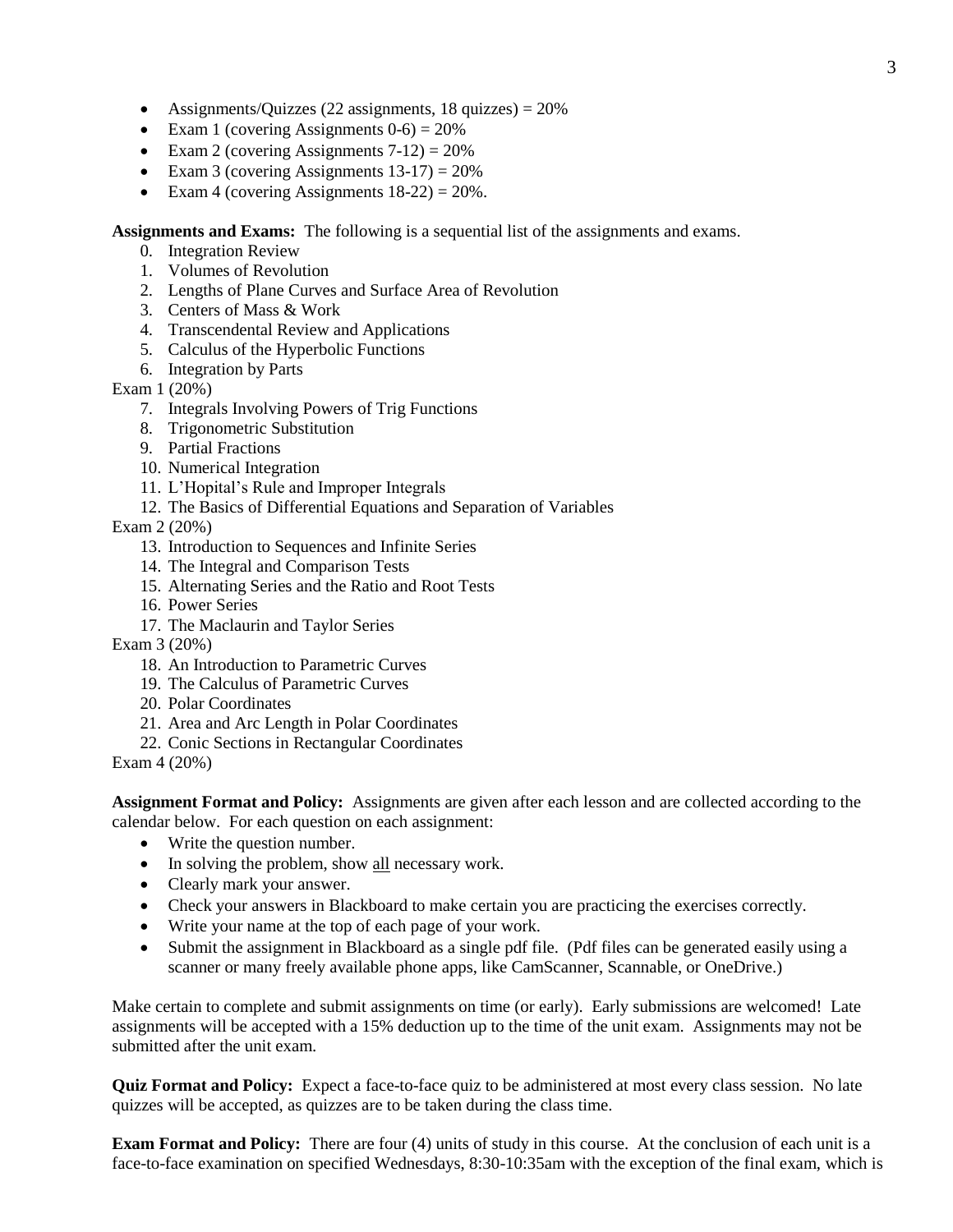- Assignments/Quizzes (22 assignments, 18 quizzes) = 20%
- Exam 1 (covering Assignments 0-6) = 20%
- Exam 2 (covering Assignments 7-12) = 20%
- Exam 3 (covering Assignments 13-17) = 20%
- Exam 4 (covering Assignments 18-22) = 20%.

**Assignments and Exams:** The following is a sequential list of the assignments and exams.

0. Integration Review
1. Volumes of Revolution
2. Lengths of Plane Curves and Surface Area of Revolution
3. Centers of Mass & Work
4. Transcendental Review and Applications
5. Calculus of the Hyperbolic Functions
6. Integration by Parts

Exam 1 (20%)

7. Integrals Involving Powers of Trig Functions
8. Trigonometric Substitution
9. Partial Fractions
10. Numerical Integration
11. L'Hopital's Rule and Improper Integrals
12. The Basics of Differential Equations and Separation of Variables

Exam 2 (20%)

13. Introduction to Sequences and Infinite Series
14. The Integral and Comparison Tests
15. Alternating Series and the Ratio and Root Tests
16. Power Series
17. The Maclaurin and Taylor Series

Exam 3 (20%)

18. An Introduction to Parametric Curves
19. The Calculus of Parametric Curves
20. Polar Coordinates
21. Area and Arc Length in Polar Coordinates
22. Conic Sections in Rectangular Coordinates

Exam 4 (20%)

**Assignment Format and Policy:** Assignments are given after each lesson and are collected according to the calendar below. For each question on each assignment:

- Write the question number.
- In solving the problem, show <u>all</u> necessary work.
- Clearly mark your answer.
- Check your answers in Blackboard to make certain you are practicing the exercises correctly.
- Write your name at the top of each page of your work.
- Submit the assignment in Blackboard as a single pdf file. (Pdf files can be generated easily using a scanner or many freely available phone apps, like CamScanner, Scannable, or OneDrive.)

Make certain to complete and submit assignments on time (or early). Early submissions are welcomed! Late assignments will be accepted with a 15% deduction up to the time of the unit exam. Assignments may not be submitted after the unit exam.

**Quiz Format and Policy:** Expect a face-to-face quiz to be administered at most every class session. No late quizzes will be accepted, as quizzes are to be taken during the class time.

**Exam Format and Policy:** There are four (4) units of study in this course. At the conclusion of each unit is a face-to-face examination on specified Wednesdays, 8:30-10:35am with the exception of the final exam, which is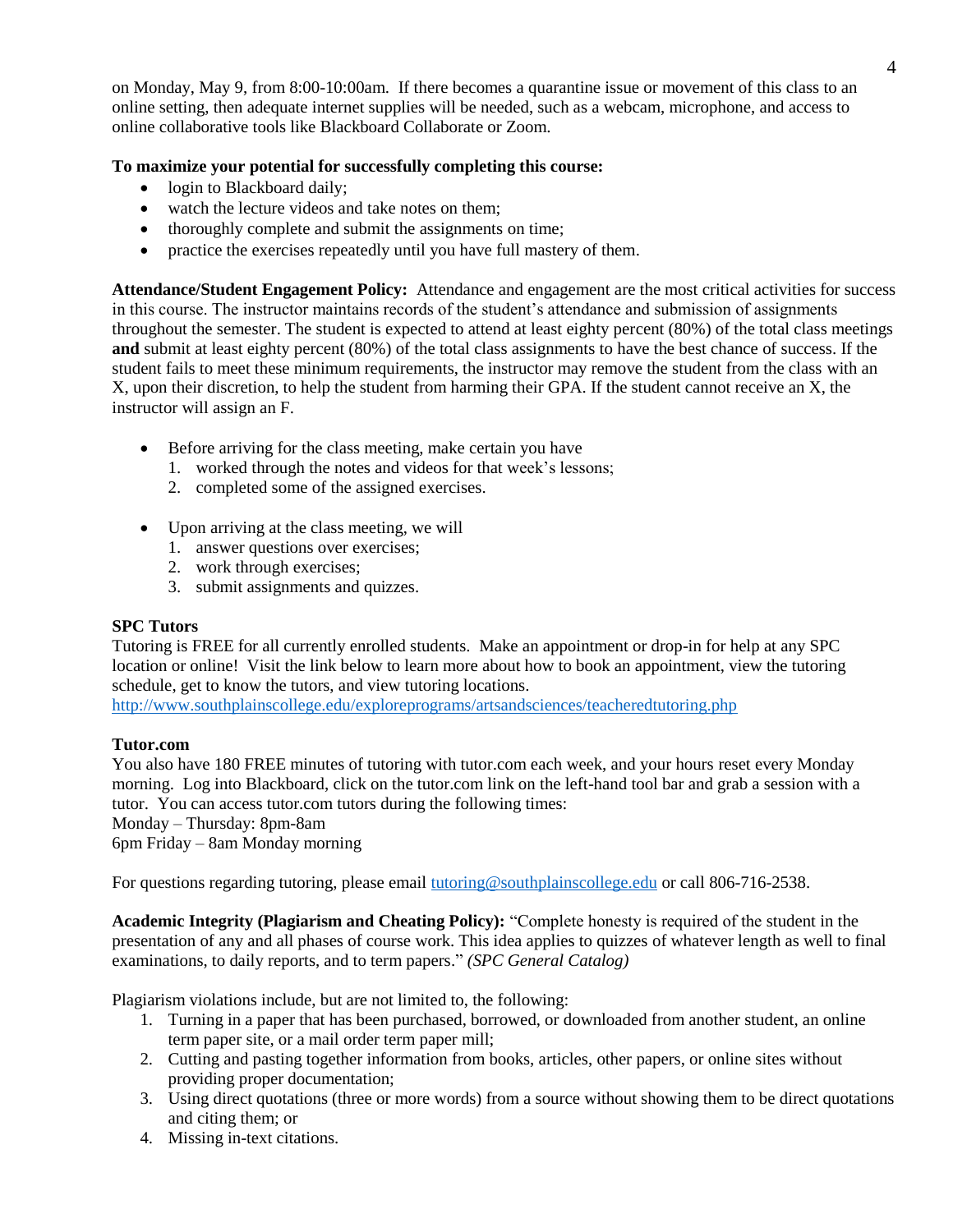on Monday, May 9, from 8:00-10:00am. If there becomes a quarantine issue or movement of this class to an online setting, then adequate internet supplies will be needed, such as a webcam, microphone, and access to online collaborative tools like Blackboard Collaborate or Zoom.

**To maximize your potential for successfully completing this course:**

- login to Blackboard daily;
- watch the lecture videos and take notes on them;
- thoroughly complete and submit the assignments on time;
- practice the exercises repeatedly until you have full mastery of them.

**Attendance/Student Engagement Policy:** Attendance and engagement are the most critical activities for success in this course. The instructor maintains records of the student's attendance and submission of assignments throughout the semester. The student is expected to attend at least eighty percent (80%) of the total class meetings **and** submit at least eighty percent (80%) of the total class assignments to have the best chance of success. If the student fails to meet these minimum requirements, the instructor may remove the student from the class with an X, upon their discretion, to help the student from harming their GPA. If the student cannot receive an X, the instructor will assign an F.

- Before arriving for the class meeting, make certain you have
  1. worked through the notes and videos for that week's lessons;
  2. completed some of the assigned exercises.

- Upon arriving at the class meeting, we will
  1. answer questions over exercises;
  2. work through exercises;
  3. submit assignments and quizzes.

**SPC Tutors**
Tutoring is FREE for all currently enrolled students. Make an appointment or drop-in for help at any SPC location or online! Visit the link below to learn more about how to book an appointment, view the tutoring schedule, get to know the tutors, and view tutoring locations.
http://www.southplainscollege.edu/exploreprograms/artsandsciences/teacheredtutoring.php

**Tutor.com**
You also have 180 FREE minutes of tutoring with tutor.com each week, and your hours reset every Monday morning. Log into Blackboard, click on the tutor.com link on the left-hand tool bar and grab a session with a tutor. You can access tutor.com tutors during the following times:
Monday – Thursday: 8pm-8am
6pm Friday – 8am Monday morning

For questions regarding tutoring, please email tutoring@southplainscollege.edu or call 806-716-2538.

**Academic Integrity (Plagiarism and Cheating Policy):** "Complete honesty is required of the student in the presentation of any and all phases of course work. This idea applies to quizzes of whatever length as well to final examinations, to daily reports, and to term papers." *(SPC General Catalog)*

Plagiarism violations include, but are not limited to, the following:

1. Turning in a paper that has been purchased, borrowed, or downloaded from another student, an online term paper site, or a mail order term paper mill;
2. Cutting and pasting together information from books, articles, other papers, or online sites without providing proper documentation;
3. Using direct quotations (three or more words) from a source without showing them to be direct quotations and citing them; or
4. Missing in-text citations.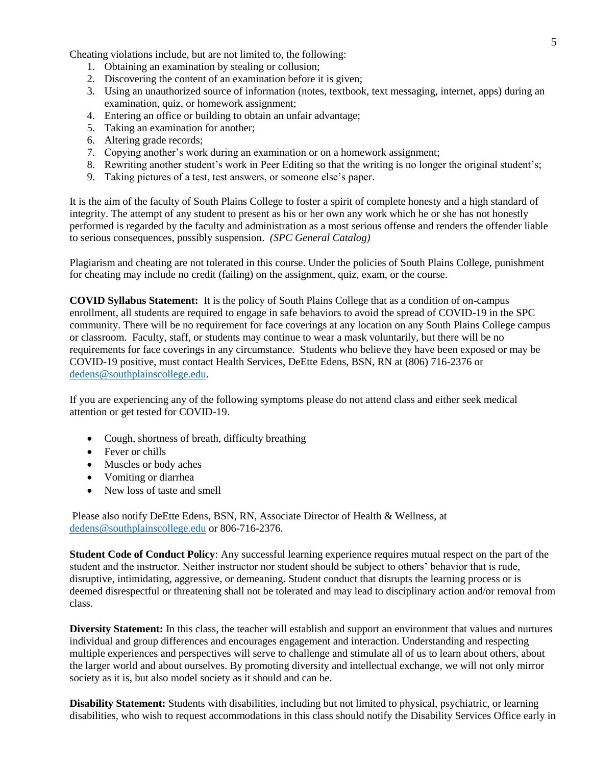Cheating violations include, but are not limited to, the following:

1. Obtaining an examination by stealing or collusion;
2. Discovering the content of an examination before it is given;
3. Using an unauthorized source of information (notes, textbook, text messaging, internet, apps) during an examination, quiz, or homework assignment;
4. Entering an office or building to obtain an unfair advantage;
5. Taking an examination for another;
6. Altering grade records;
7. Copying another's work during an examination or on a homework assignment;
8. Rewriting another student's work in Peer Editing so that the writing is no longer the original student's;
9. Taking pictures of a test, test answers, or someone else's paper.

It is the aim of the faculty of South Plains College to foster a spirit of complete honesty and a high standard of integrity. The attempt of any student to present as his or her own any work which he or she has not honestly performed is regarded by the faculty and administration as a most serious offense and renders the offender liable to serious consequences, possibly suspension. *(SPC General Catalog)*

Plagiarism and cheating are not tolerated in this course. Under the policies of South Plains College, punishment for cheating may include no credit (failing) on the assignment, quiz, exam, or the course.

**COVID Syllabus Statement:** It is the policy of South Plains College that as a condition of on-campus enrollment, all students are required to engage in safe behaviors to avoid the spread of COVID-19 in the SPC community. There will be no requirement for face coverings at any location on any South Plains College campus or classroom. Faculty, staff, or students may continue to wear a mask voluntarily, but there will be no requirements for face coverings in any circumstance. Students who believe they have been exposed or may be COVID-19 positive, must contact Health Services, DeEtte Edens, BSN, RN at (806) 716-2376 or dedens@southplainscollege.edu.

If you are experiencing any of the following symptoms please do not attend class and either seek medical attention or get tested for COVID-19.

- Cough, shortness of breath, difficulty breathing
- Fever or chills
- Muscles or body aches
- Vomiting or diarrhea
- New loss of taste and smell

Please also notify DeEtte Edens, BSN, RN, Associate Director of Health & Wellness, at dedens@southplainscollege.edu or 806-716-2376.

**Student Code of Conduct Policy**: Any successful learning experience requires mutual respect on the part of the student and the instructor. Neither instructor nor student should be subject to others' behavior that is rude, disruptive, intimidating, aggressive, or demeaning**.** Student conduct that disrupts the learning process or is deemed disrespectful or threatening shall not be tolerated and may lead to disciplinary action and/or removal from class.

**Diversity Statement:** In this class, the teacher will establish and support an environment that values and nurtures individual and group differences and encourages engagement and interaction. Understanding and respecting multiple experiences and perspectives will serve to challenge and stimulate all of us to learn about others, about the larger world and about ourselves. By promoting diversity and intellectual exchange, we will not only mirror society as it is, but also model society as it should and can be.

**Disability Statement:** Students with disabilities, including but not limited to physical, psychiatric, or learning disabilities, who wish to request accommodations in this class should notify the Disability Services Office early in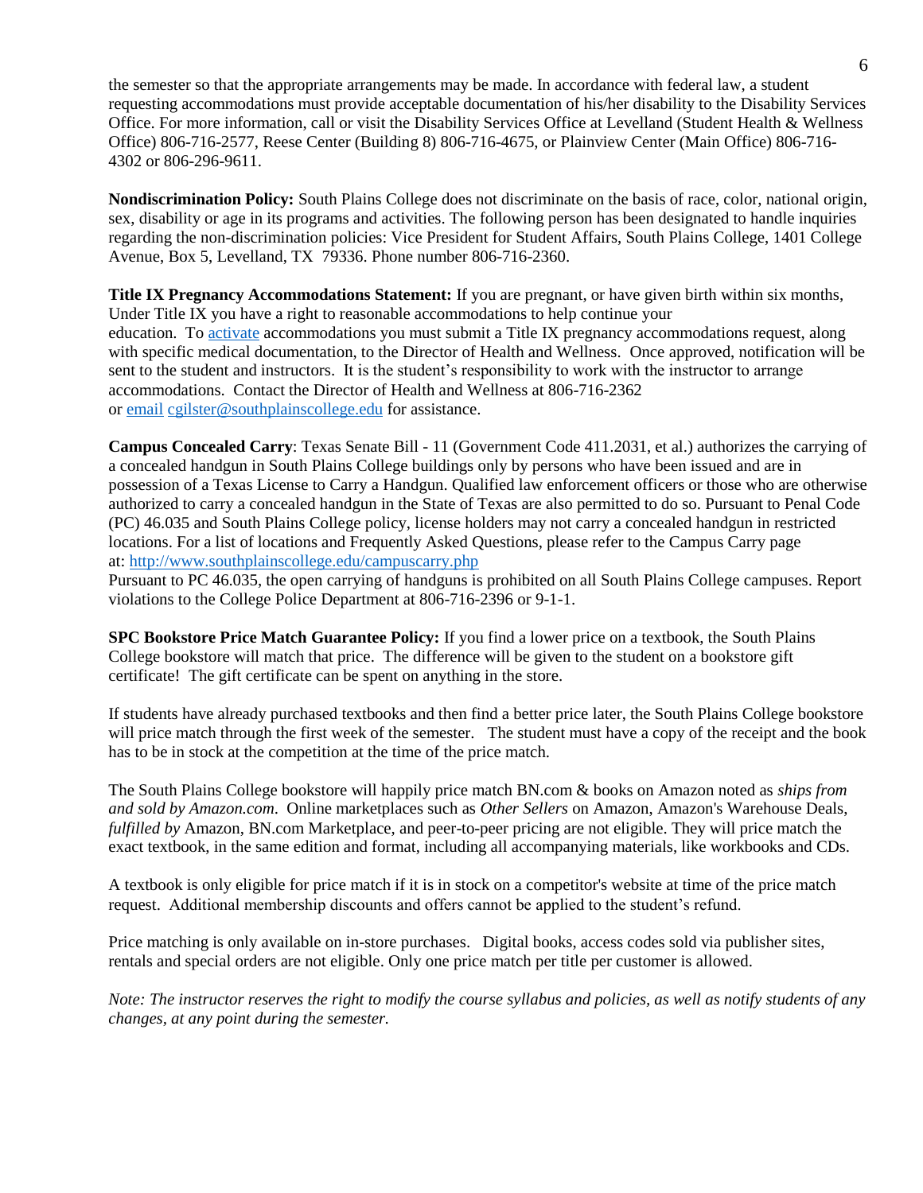the semester so that the appropriate arrangements may be made. In accordance with federal law, a student requesting accommodations must provide acceptable documentation of his/her disability to the Disability Services Office. For more information, call or visit the Disability Services Office at Levelland (Student Health & Wellness Office) 806-716-2577, Reese Center (Building 8) 806-716-4675, or Plainview Center (Main Office) 806-716-4302 or 806-296-9611.

**Nondiscrimination Policy:** South Plains College does not discriminate on the basis of race, color, national origin, sex, disability or age in its programs and activities. The following person has been designated to handle inquiries regarding the non-discrimination policies: Vice President for Student Affairs, South Plains College, 1401 College Avenue, Box 5, Levelland, TX 79336. Phone number 806-716-2360.

**Title IX Pregnancy Accommodations Statement:** If you are pregnant, or have given birth within six months, Under Title IX you have a right to reasonable accommodations to help continue your education. To activate accommodations you must submit a Title IX pregnancy accommodations request, along with specific medical documentation, to the Director of Health and Wellness. Once approved, notification will be sent to the student and instructors. It is the student's responsibility to work with the instructor to arrange accommodations. Contact the Director of Health and Wellness at 806-716-2362 or email cgilster@southplainscollege.edu for assistance.

**Campus Concealed Carry**: Texas Senate Bill - 11 (Government Code 411.2031, et al.) authorizes the carrying of a concealed handgun in South Plains College buildings only by persons who have been issued and are in possession of a Texas License to Carry a Handgun. Qualified law enforcement officers or those who are otherwise authorized to carry a concealed handgun in the State of Texas are also permitted to do so. Pursuant to Penal Code (PC) 46.035 and South Plains College policy, license holders may not carry a concealed handgun in restricted locations. For a list of locations and Frequently Asked Questions, please refer to the Campus Carry page at: http://www.southplainscollege.edu/campuscarry.php

Pursuant to PC 46.035, the open carrying of handguns is prohibited on all South Plains College campuses. Report violations to the College Police Department at 806-716-2396 or 9-1-1.

**SPC Bookstore Price Match Guarantee Policy:** If you find a lower price on a textbook, the South Plains College bookstore will match that price. The difference will be given to the student on a bookstore gift certificate! The gift certificate can be spent on anything in the store.

If students have already purchased textbooks and then find a better price later, the South Plains College bookstore will price match through the first week of the semester. The student must have a copy of the receipt and the book has to be in stock at the competition at the time of the price match.

The South Plains College bookstore will happily price match BN.com & books on Amazon noted as *ships from and sold by Amazon.com*. Online marketplaces such as *Other Sellers* on Amazon, Amazon's Warehouse Deals, *fulfilled by* Amazon, BN.com Marketplace, and peer-to-peer pricing are not eligible. They will price match the exact textbook, in the same edition and format, including all accompanying materials, like workbooks and CDs.

A textbook is only eligible for price match if it is in stock on a competitor's website at time of the price match request. Additional membership discounts and offers cannot be applied to the student's refund.

Price matching is only available on in-store purchases. Digital books, access codes sold via publisher sites, rentals and special orders are not eligible. Only one price match per title per customer is allowed.

*Note: The instructor reserves the right to modify the course syllabus and policies, as well as notify students of any changes, at any point during the semester.*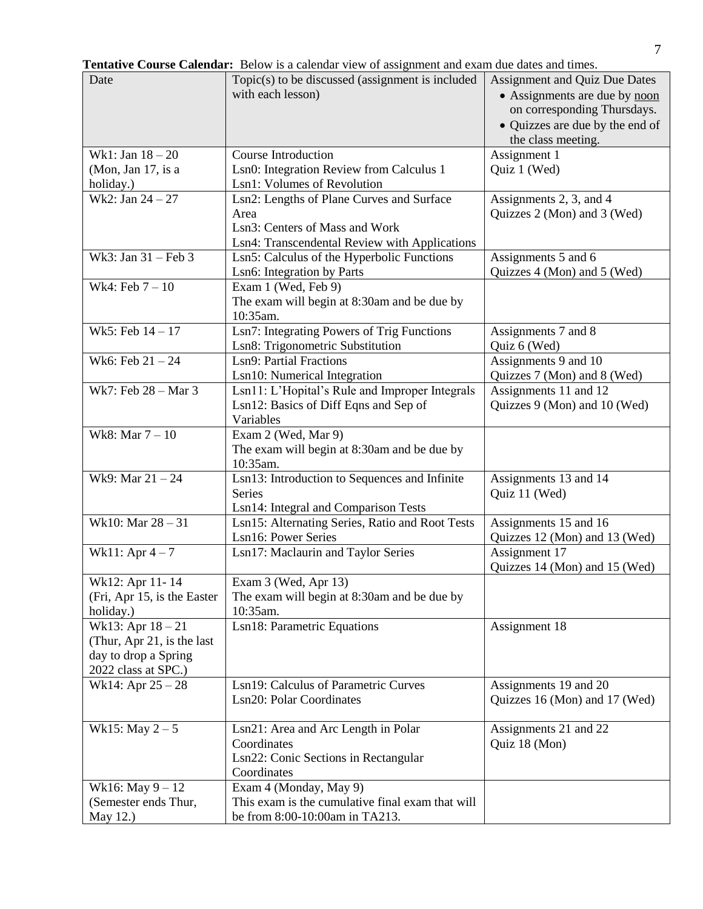**Tentative Course Calendar:** Below is a calendar view of assignment and exam due dates and times.

| Date | Topic(s) to be discussed (assignment is included with each lesson) | Assignment and Quiz Due Dates<br>• Assignments are due by <u>noon</u> on corresponding Thursdays.<br>• Quizzes are due by the end of the class meeting. |
|---|---|---|
| Wk1: Jan 18 – 20 (Mon, Jan 17, is a holiday.) | Course Introduction<br>Lsn0: Integration Review from Calculus 1<br>Lsn1: Volumes of Revolution | Assignment 1<br>Quiz 1 (Wed) |
| Wk2: Jan 24 – 27 | Lsn2: Lengths of Plane Curves and Surface Area<br>Lsn3: Centers of Mass and Work<br>Lsn4: Transcendental Review with Applications | Assignments 2, 3, and 4<br>Quizzes 2 (Mon) and 3 (Wed) |
| Wk3: Jan 31 – Feb 3 | Lsn5: Calculus of the Hyperbolic Functions<br>Lsn6: Integration by Parts | Assignments 5 and 6<br>Quizzes 4 (Mon) and 5 (Wed) |
| Wk4: Feb 7 – 10 | Exam 1 (Wed, Feb 9)<br>The exam will begin at 8:30am and be due by 10:35am. | |
| Wk5: Feb 14 – 17 | Lsn7: Integrating Powers of Trig Functions<br>Lsn8: Trigonometric Substitution | Assignments 7 and 8<br>Quiz 6 (Wed) |
| Wk6: Feb 21 – 24 | Lsn9: Partial Fractions<br>Lsn10: Numerical Integration | Assignments 9 and 10<br>Quizzes 7 (Mon) and 8 (Wed) |
| Wk7: Feb 28 – Mar 3 | Lsn11: L'Hopital's Rule and Improper Integrals<br>Lsn12: Basics of Diff Eqns and Sep of Variables | Assignments 11 and 12<br>Quizzes 9 (Mon) and 10 (Wed) |
| Wk8: Mar 7 – 10 | Exam 2 (Wed, Mar 9)<br>The exam will begin at 8:30am and be due by 10:35am. | |
| Wk9: Mar 21 – 24 | Lsn13: Introduction to Sequences and Infinite Series<br>Lsn14: Integral and Comparison Tests | Assignments 13 and 14<br>Quiz 11 (Wed) |
| Wk10: Mar 28 – 31 | Lsn15: Alternating Series, Ratio and Root Tests<br>Lsn16: Power Series | Assignments 15 and 16<br>Quizzes 12 (Mon) and 13 (Wed) |
| Wk11: Apr 4 – 7 | Lsn17: Maclaurin and Taylor Series | Assignment 17<br>Quizzes 14 (Mon) and 15 (Wed) |
| Wk12: Apr 11- 14 (Fri, Apr 15, is the Easter holiday.) | Exam 3 (Wed, Apr 13)<br>The exam will begin at 8:30am and be due by 10:35am. | |
| Wk13: Apr 18 – 21 (Thur, Apr 21, is the last day to drop a Spring 2022 class at SPC.) | Lsn18: Parametric Equations | Assignment 18 |
| Wk14: Apr 25 – 28 | Lsn19: Calculus of Parametric Curves<br>Lsn20: Polar Coordinates | Assignments 19 and 20<br>Quizzes 16 (Mon) and 17 (Wed) |
| Wk15: May 2 – 5 | Lsn21: Area and Arc Length in Polar Coordinates<br>Lsn22: Conic Sections in Rectangular Coordinates | Assignments 21 and 22<br>Quiz 18 (Mon) |
| Wk16: May 9 – 12 (Semester ends Thur, May 12.) | Exam 4 (Monday, May 9)<br>This exam is the cumulative final exam that will be from 8:00-10:00am in TA213. | |